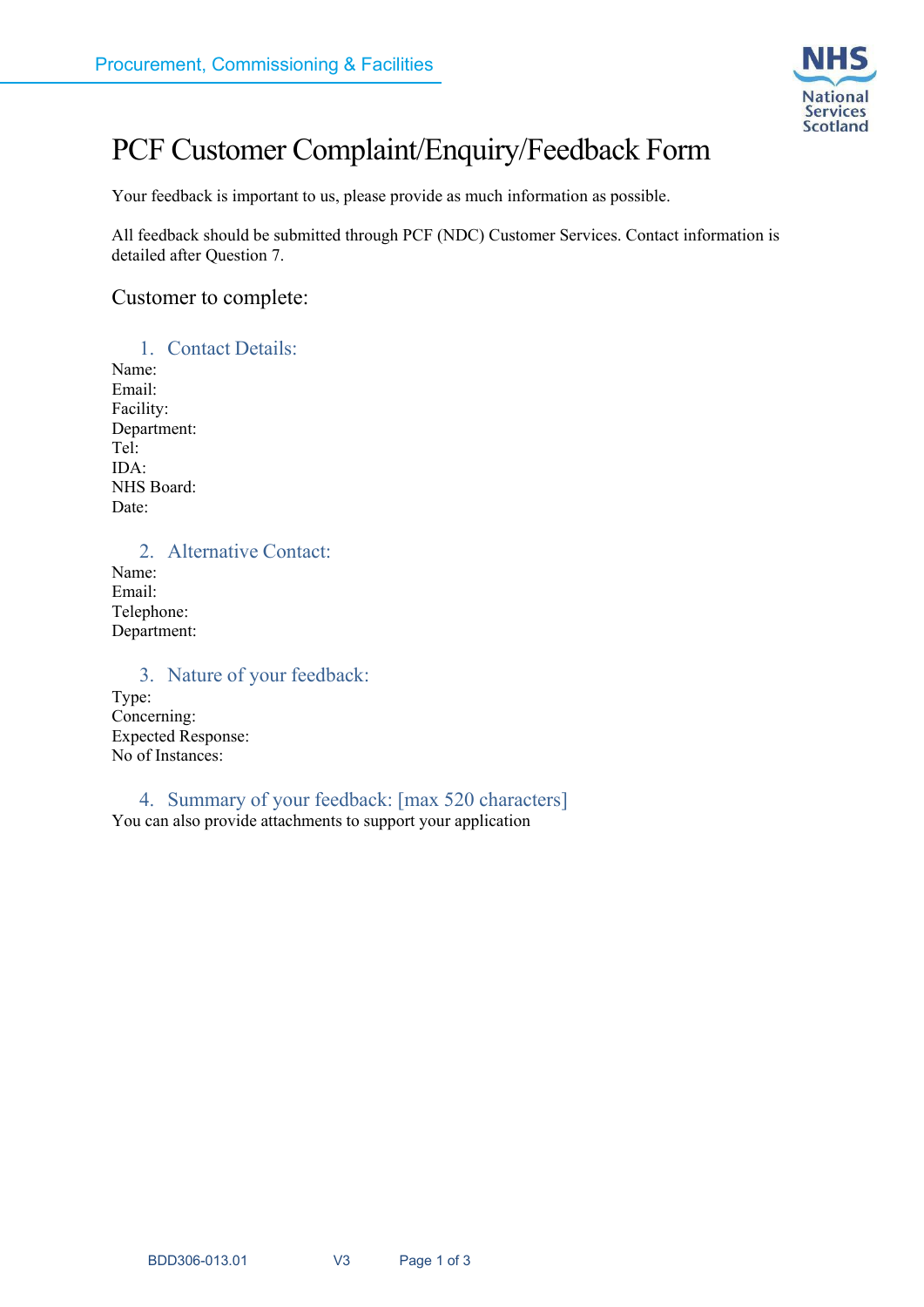Procurement, Commissioning & Facilities

# PCF Customer Complaint/Enquiry/Feedback Form

Your feedback is important to us, please provide as much information as possible.

All feedback should be submitted through PCF (NDC) Customer Services. Contact information is detailed after Question 7.

## Customer to complete:

### 1. Contact Details:

Name:
Email:
Facility:
Department:
Tel:
IDA:
NHS Board:
Date:

### 2. Alternative Contact:

Name:
Email:
Telephone:
Department:

### 3. Nature of your feedback:

Type:
Concerning:
Expected Response:
No of Instances:

### 4. Summary of your feedback: [max 520 characters]

You can also provide attachments to support your application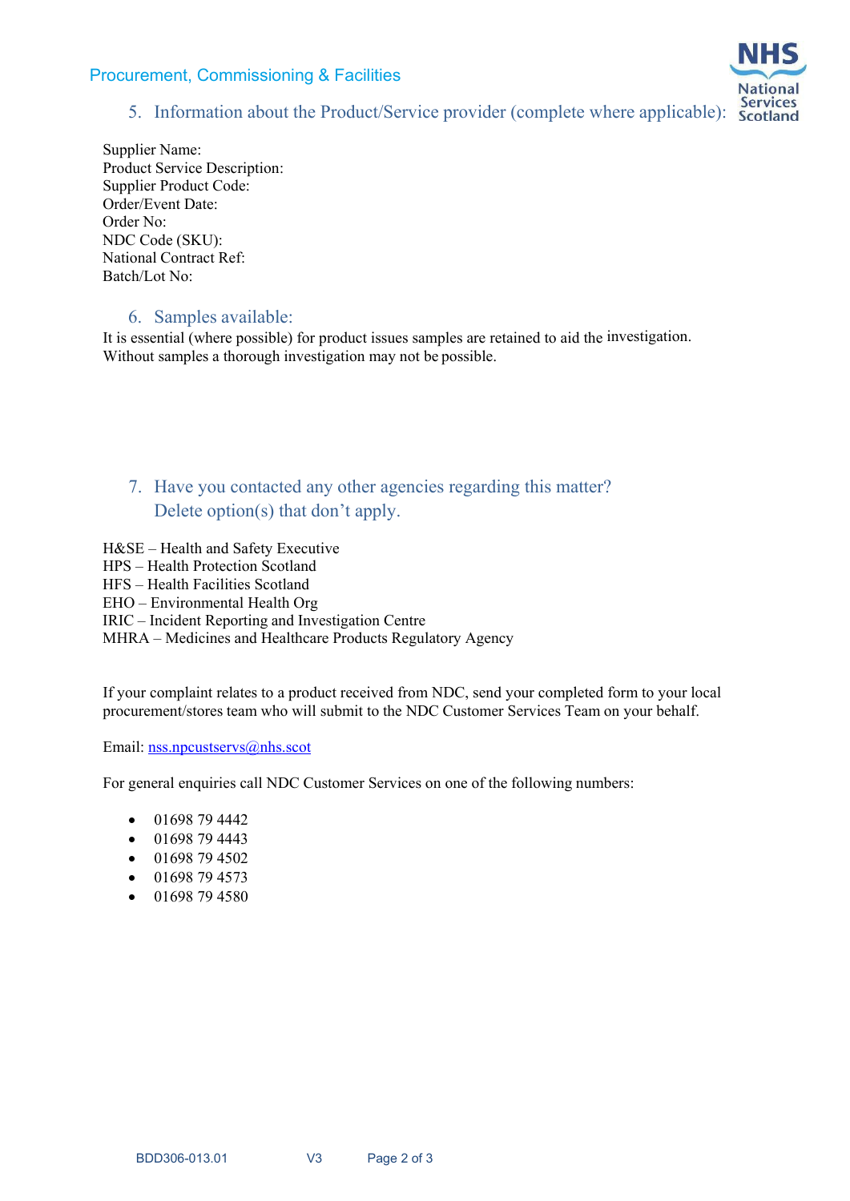## 5. Information about the Product/Service provider (complete where applicable):

Supplier Name:
Product Service Description:
Supplier Product Code:
Order/Event Date:
Order No:
NDC Code (SKU):
National Contract Ref:
Batch/Lot No:

## 6. Samples available:

It is essential (where possible) for product issues samples are retained to aid the investigation. Without samples a thorough investigation may not be possible.

## 7. Have you contacted any other agencies regarding this matter? Delete option(s) that don't apply.

H&SE – Health and Safety Executive
HPS – Health Protection Scotland
HFS – Health Facilities Scotland
EHO – Environmental Health Org
IRIC – Incident Reporting and Investigation Centre
MHRA – Medicines and Healthcare Products Regulatory Agency

If your complaint relates to a product received from NDC, send your completed form to your local procurement/stores team who will submit to the NDC Customer Services Team on your behalf.

Email: nss.npcustservs@nhs.scot

For general enquiries call NDC Customer Services on one of the following numbers:

- 01698 79 4442
- 01698 79 4443
- 01698 79 4502
- 01698 79 4573
- 01698 79 4580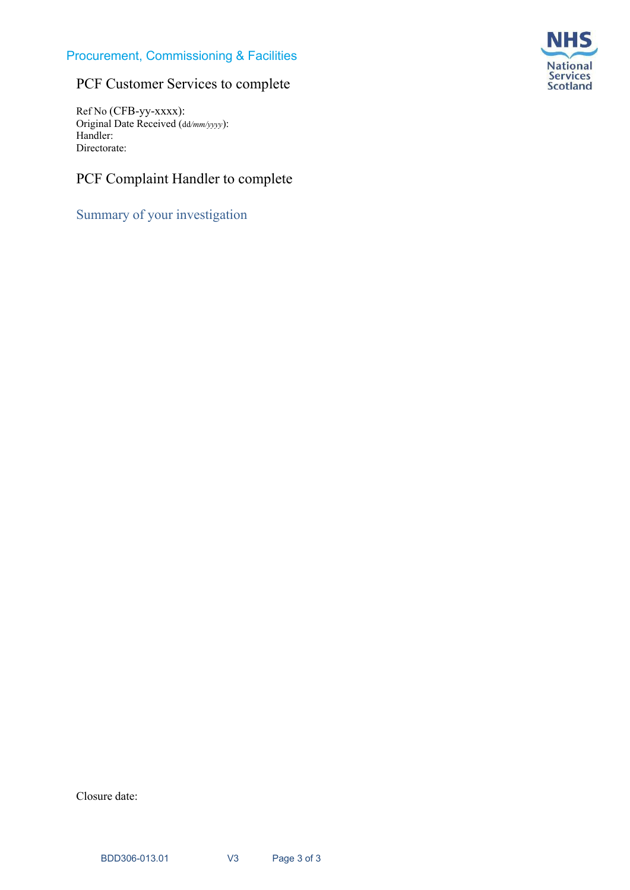Procurement, Commissioning & Facilities

## PCF Customer Services to complete

Ref No (CFB-yy-xxxx):
Original Date Received (dd/*mm/yyyy*):
Handler:
Directorate:

## PCF Complaint Handler to complete

### Summary of your investigation

Closure date: